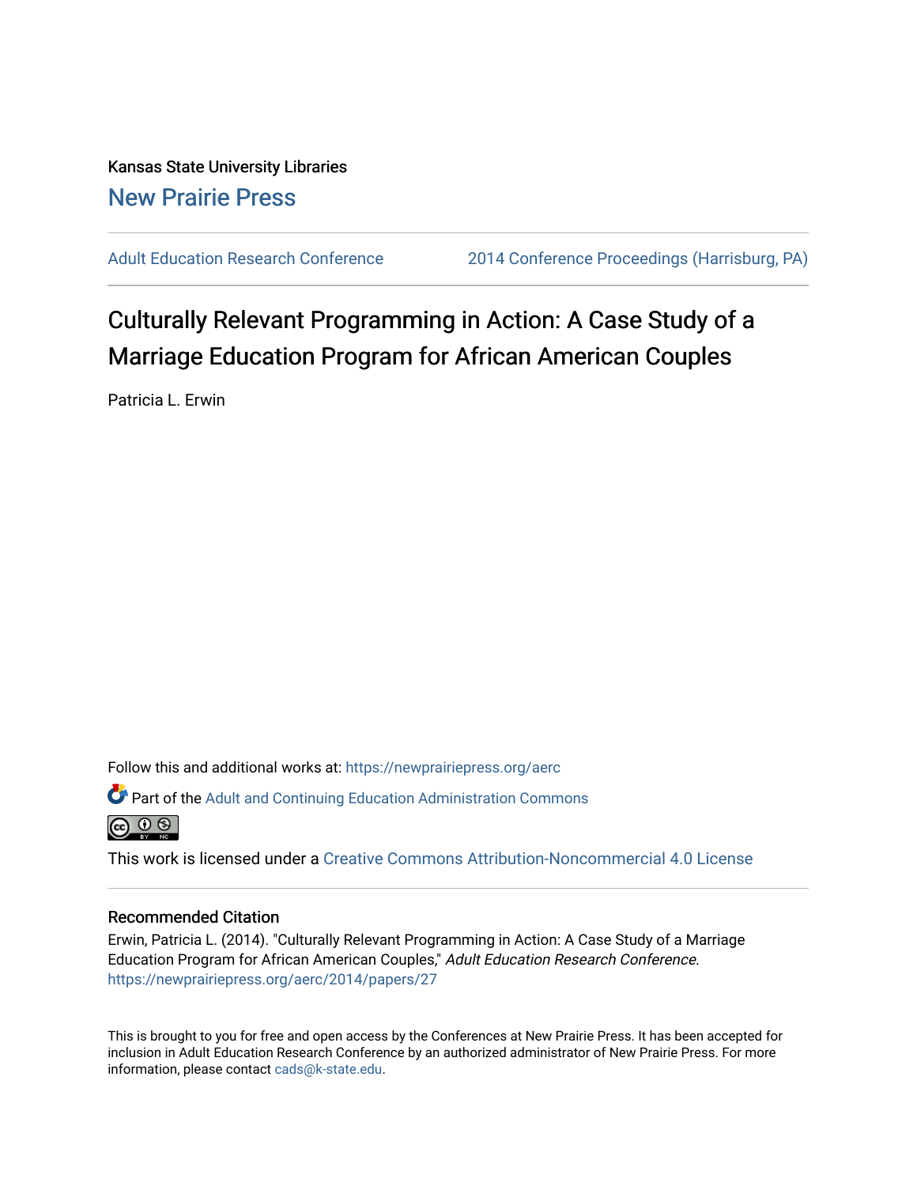Kansas State University Libraries

New Prairie Press

Adult Education Research Conference | 2014 Conference Proceedings (Harrisburg, PA)

# Culturally Relevant Programming in Action: A Case Study of a Marriage Education Program for African American Couples

Patricia L. Erwin

Follow this and additional works at: https://newprairiepress.org/aerc

Part of the Adult and Continuing Education Administration Commons

This work is licensed under a Creative Commons Attribution-Noncommercial 4.0 License

## Recommended Citation

Erwin, Patricia L. (2014). "Culturally Relevant Programming in Action: A Case Study of a Marriage Education Program for African American Couples," *Adult Education Research Conference*. https://newprairiepress.org/aerc/2014/papers/27

This is brought to you for free and open access by the Conferences at New Prairie Press. It has been accepted for inclusion in Adult Education Research Conference by an authorized administrator of New Prairie Press. For more information, please contact cads@k-state.edu.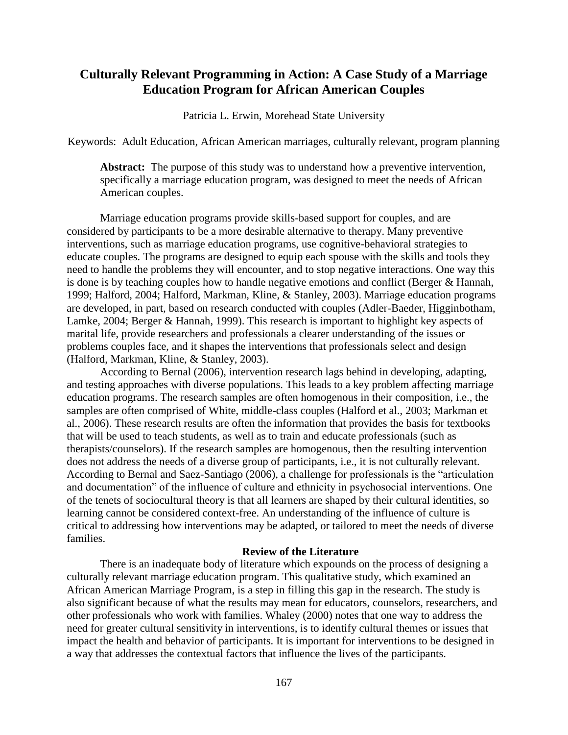# Culturally Relevant Programming in Action: A Case Study of a Marriage Education Program for African American Couples

Patricia L. Erwin, Morehead State University

Keywords: Adult Education, African American marriages, culturally relevant, program planning

> **Abstract:** The purpose of this study was to understand how a preventive intervention, specifically a marriage education program, was designed to meet the needs of African American couples.

Marriage education programs provide skills-based support for couples, and are considered by participants to be a more desirable alternative to therapy. Many preventive interventions, such as marriage education programs, use cognitive-behavioral strategies to educate couples. The programs are designed to equip each spouse with the skills and tools they need to handle the problems they will encounter, and to stop negative interactions. One way this is done is by teaching couples how to handle negative emotions and conflict (Berger & Hannah, 1999; Halford, 2004; Halford, Markman, Kline, & Stanley, 2003). Marriage education programs are developed, in part, based on research conducted with couples (Adler-Baeder, Higginbotham, Lamke, 2004; Berger & Hannah, 1999). This research is important to highlight key aspects of marital life, provide researchers and professionals a clearer understanding of the issues or problems couples face, and it shapes the interventions that professionals select and design (Halford, Markman, Kline, & Stanley, 2003).

According to Bernal (2006), intervention research lags behind in developing, adapting, and testing approaches with diverse populations. This leads to a key problem affecting marriage education programs. The research samples are often homogenous in their composition, i.e., the samples are often comprised of White, middle-class couples (Halford et al., 2003; Markman et al., 2006). These research results are often the information that provides the basis for textbooks that will be used to teach students, as well as to train and educate professionals (such as therapists/counselors). If the research samples are homogenous, then the resulting intervention does not address the needs of a diverse group of participants, i.e., it is not culturally relevant. According to Bernal and Saez-Santiago (2006), a challenge for professionals is the "articulation and documentation" of the influence of culture and ethnicity in psychosocial interventions. One of the tenets of sociocultural theory is that all learners are shaped by their cultural identities, so learning cannot be considered context-free. An understanding of the influence of culture is critical to addressing how interventions may be adapted, or tailored to meet the needs of diverse families.

## Review of the Literature

There is an inadequate body of literature which expounds on the process of designing a culturally relevant marriage education program. This qualitative study, which examined an African American Marriage Program, is a step in filling this gap in the research. The study is also significant because of what the results may mean for educators, counselors, researchers, and other professionals who work with families. Whaley (2000) notes that one way to address the need for greater cultural sensitivity in interventions, is to identify cultural themes or issues that impact the health and behavior of participants. It is important for interventions to be designed in a way that addresses the contextual factors that influence the lives of the participants.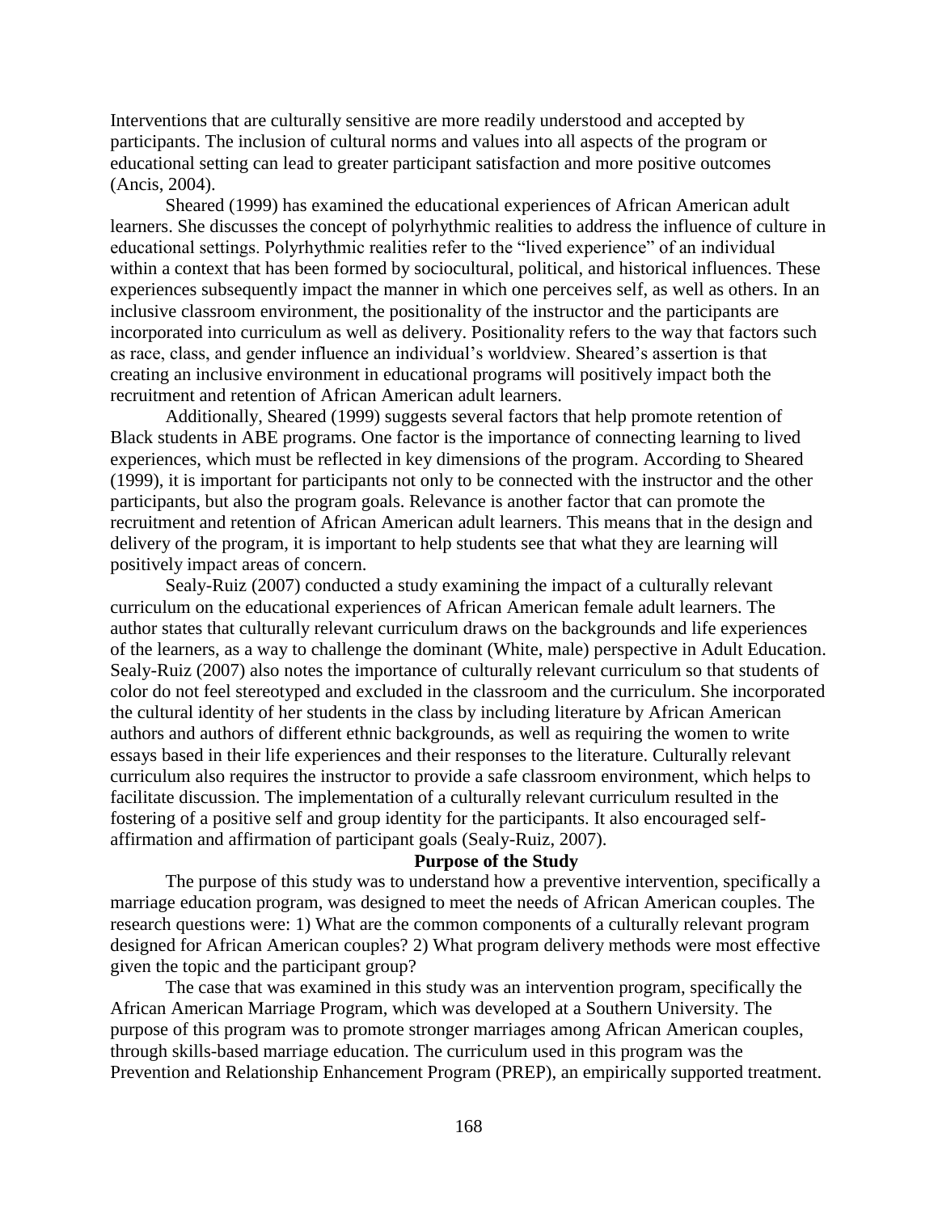Interventions that are culturally sensitive are more readily understood and accepted by participants. The inclusion of cultural norms and values into all aspects of the program or educational setting can lead to greater participant satisfaction and more positive outcomes (Ancis, 2004).

Sheared (1999) has examined the educational experiences of African American adult learners. She discusses the concept of polyrhythmic realities to address the influence of culture in educational settings. Polyrhythmic realities refer to the "lived experience" of an individual within a context that has been formed by sociocultural, political, and historical influences. These experiences subsequently impact the manner in which one perceives self, as well as others. In an inclusive classroom environment, the positionality of the instructor and the participants are incorporated into curriculum as well as delivery. Positionality refers to the way that factors such as race, class, and gender influence an individual's worldview. Sheared's assertion is that creating an inclusive environment in educational programs will positively impact both the recruitment and retention of African American adult learners.

Additionally, Sheared (1999) suggests several factors that help promote retention of Black students in ABE programs. One factor is the importance of connecting learning to lived experiences, which must be reflected in key dimensions of the program. According to Sheared (1999), it is important for participants not only to be connected with the instructor and the other participants, but also the program goals. Relevance is another factor that can promote the recruitment and retention of African American adult learners. This means that in the design and delivery of the program, it is important to help students see that what they are learning will positively impact areas of concern.

Sealy-Ruiz (2007) conducted a study examining the impact of a culturally relevant curriculum on the educational experiences of African American female adult learners. The author states that culturally relevant curriculum draws on the backgrounds and life experiences of the learners, as a way to challenge the dominant (White, male) perspective in Adult Education. Sealy-Ruiz (2007) also notes the importance of culturally relevant curriculum so that students of color do not feel stereotyped and excluded in the classroom and the curriculum. She incorporated the cultural identity of her students in the class by including literature by African American authors and authors of different ethnic backgrounds, as well as requiring the women to write essays based in their life experiences and their responses to the literature. Culturally relevant curriculum also requires the instructor to provide a safe classroom environment, which helps to facilitate discussion. The implementation of a culturally relevant curriculum resulted in the fostering of a positive self and group identity for the participants. It also encouraged self-affirmation and affirmation of participant goals (Sealy-Ruiz, 2007).

## Purpose of the Study

The purpose of this study was to understand how a preventive intervention, specifically a marriage education program, was designed to meet the needs of African American couples. The research questions were: 1) What are the common components of a culturally relevant program designed for African American couples? 2) What program delivery methods were most effective given the topic and the participant group?

The case that was examined in this study was an intervention program, specifically the African American Marriage Program, which was developed at a Southern University. The purpose of this program was to promote stronger marriages among African American couples, through skills-based marriage education. The curriculum used in this program was the Prevention and Relationship Enhancement Program (PREP), an empirically supported treatment.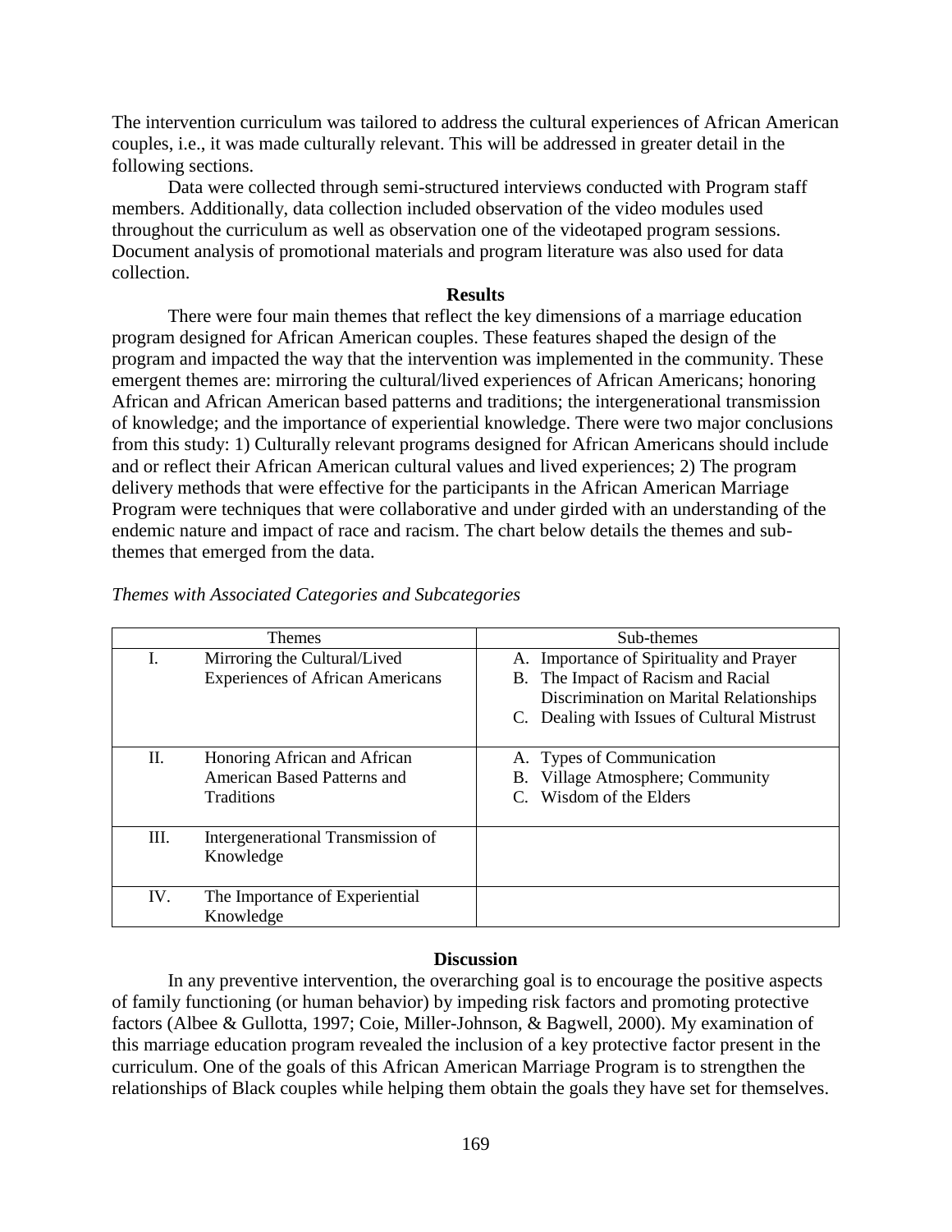The intervention curriculum was tailored to address the cultural experiences of African American couples, i.e., it was made culturally relevant. This will be addressed in greater detail in the following sections.

Data were collected through semi-structured interviews conducted with Program staff members. Additionally, data collection included observation of the video modules used throughout the curriculum as well as observation one of the videotaped program sessions. Document analysis of promotional materials and program literature was also used for data collection.

## Results

There were four main themes that reflect the key dimensions of a marriage education program designed for African American couples. These features shaped the design of the program and impacted the way that the intervention was implemented in the community. These emergent themes are: mirroring the cultural/lived experiences of African Americans; honoring African and African American based patterns and traditions; the intergenerational transmission of knowledge; and the importance of experiential knowledge. There were two major conclusions from this study: 1) Culturally relevant programs designed for African Americans should include and or reflect their African American cultural values and lived experiences; 2) The program delivery methods that were effective for the participants in the African American Marriage Program were techniques that were collaborative and under girded with an understanding of the endemic nature and impact of race and racism. The chart below details the themes and sub-themes that emerged from the data.

*Themes with Associated Categories and Subcategories*

| Themes | Sub-themes |
|---|---|
| I. Mirroring the Cultural/Lived Experiences of African Americans | A. Importance of Spirituality and Prayer<br>B. The Impact of Racism and Racial Discrimination on Marital Relationships<br>C. Dealing with Issues of Cultural Mistrust |
| II. Honoring African and African American Based Patterns and Traditions | A. Types of Communication<br>B. Village Atmosphere; Community<br>C. Wisdom of the Elders |
| III. Intergenerational Transmission of Knowledge | |
| IV. The Importance of Experiential Knowledge | |

## Discussion

In any preventive intervention, the overarching goal is to encourage the positive aspects of family functioning (or human behavior) by impeding risk factors and promoting protective factors (Albee & Gullotta, 1997; Coie, Miller-Johnson, & Bagwell, 2000). My examination of this marriage education program revealed the inclusion of a key protective factor present in the curriculum. One of the goals of this African American Marriage Program is to strengthen the relationships of Black couples while helping them obtain the goals they have set for themselves.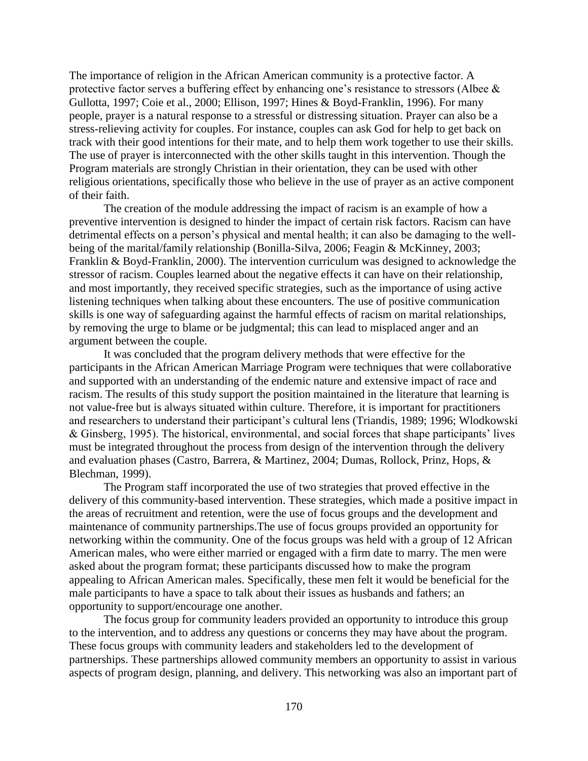The importance of religion in the African American community is a protective factor. A protective factor serves a buffering effect by enhancing one's resistance to stressors (Albee & Gullotta, 1997; Coie et al., 2000; Ellison, 1997; Hines & Boyd-Franklin, 1996). For many people, prayer is a natural response to a stressful or distressing situation. Prayer can also be a stress-relieving activity for couples. For instance, couples can ask God for help to get back on track with their good intentions for their mate, and to help them work together to use their skills. The use of prayer is interconnected with the other skills taught in this intervention. Though the Program materials are strongly Christian in their orientation, they can be used with other religious orientations, specifically those who believe in the use of prayer as an active component of their faith.

The creation of the module addressing the impact of racism is an example of how a preventive intervention is designed to hinder the impact of certain risk factors. Racism can have detrimental effects on a person's physical and mental health; it can also be damaging to the well-being of the marital/family relationship (Bonilla-Silva, 2006; Feagin & McKinney, 2003; Franklin & Boyd-Franklin, 2000). The intervention curriculum was designed to acknowledge the stressor of racism. Couples learned about the negative effects it can have on their relationship, and most importantly, they received specific strategies, such as the importance of using active listening techniques when talking about these encounters. The use of positive communication skills is one way of safeguarding against the harmful effects of racism on marital relationships, by removing the urge to blame or be judgmental; this can lead to misplaced anger and an argument between the couple.

It was concluded that the program delivery methods that were effective for the participants in the African American Marriage Program were techniques that were collaborative and supported with an understanding of the endemic nature and extensive impact of race and racism. The results of this study support the position maintained in the literature that learning is not value-free but is always situated within culture. Therefore, it is important for practitioners and researchers to understand their participant's cultural lens (Triandis, 1989; 1996; Wlodkowski & Ginsberg, 1995). The historical, environmental, and social forces that shape participants' lives must be integrated throughout the process from design of the intervention through the delivery and evaluation phases (Castro, Barrera, & Martinez, 2004; Dumas, Rollock, Prinz, Hops, & Blechman, 1999).

The Program staff incorporated the use of two strategies that proved effective in the delivery of this community-based intervention. These strategies, which made a positive impact in the areas of recruitment and retention, were the use of focus groups and the development and maintenance of community partnerships.The use of focus groups provided an opportunity for networking within the community. One of the focus groups was held with a group of 12 African American males, who were either married or engaged with a firm date to marry. The men were asked about the program format; these participants discussed how to make the program appealing to African American males. Specifically, these men felt it would be beneficial for the male participants to have a space to talk about their issues as husbands and fathers; an opportunity to support/encourage one another.

The focus group for community leaders provided an opportunity to introduce this group to the intervention, and to address any questions or concerns they may have about the program. These focus groups with community leaders and stakeholders led to the development of partnerships. These partnerships allowed community members an opportunity to assist in various aspects of program design, planning, and delivery. This networking was also an important part of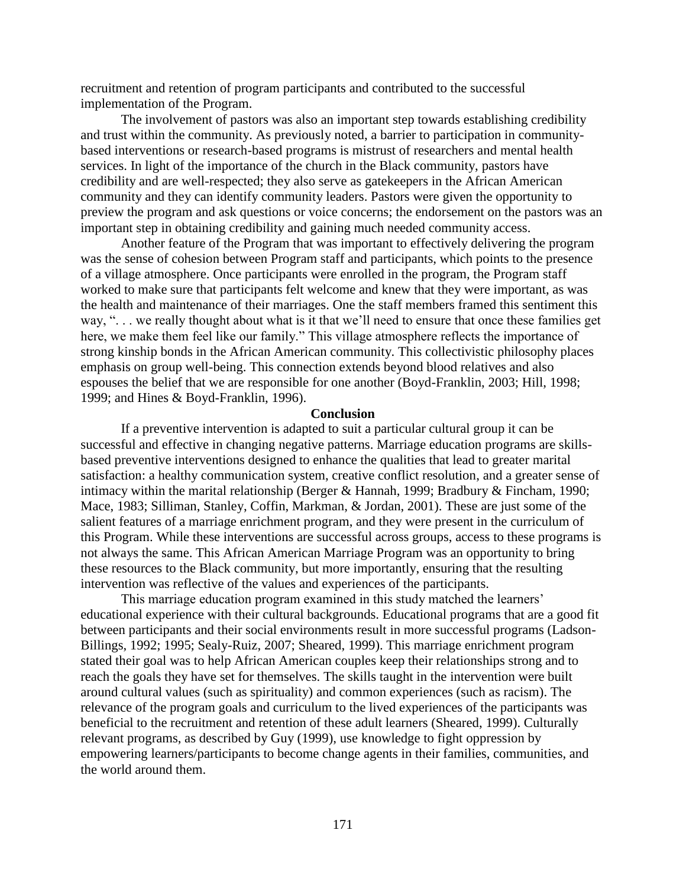recruitment and retention of program participants and contributed to the successful implementation of the Program.

The involvement of pastors was also an important step towards establishing credibility and trust within the community. As previously noted, a barrier to participation in community-based interventions or research-based programs is mistrust of researchers and mental health services. In light of the importance of the church in the Black community, pastors have credibility and are well-respected; they also serve as gatekeepers in the African American community and they can identify community leaders. Pastors were given the opportunity to preview the program and ask questions or voice concerns; the endorsement on the pastors was an important step in obtaining credibility and gaining much needed community access.

Another feature of the Program that was important to effectively delivering the program was the sense of cohesion between Program staff and participants, which points to the presence of a village atmosphere. Once participants were enrolled in the program, the Program staff worked to make sure that participants felt welcome and knew that they were important, as was the health and maintenance of their marriages. One the staff members framed this sentiment this way, ". . . we really thought about what is it that we'll need to ensure that once these families get here, we make them feel like our family." This village atmosphere reflects the importance of strong kinship bonds in the African American community. This collectivistic philosophy places emphasis on group well-being. This connection extends beyond blood relatives and also espouses the belief that we are responsible for one another (Boyd-Franklin, 2003; Hill, 1998; 1999; and Hines & Boyd-Franklin, 1996).

## Conclusion

If a preventive intervention is adapted to suit a particular cultural group it can be successful and effective in changing negative patterns. Marriage education programs are skills-based preventive interventions designed to enhance the qualities that lead to greater marital satisfaction: a healthy communication system, creative conflict resolution, and a greater sense of intimacy within the marital relationship (Berger & Hannah, 1999; Bradbury & Fincham, 1990; Mace, 1983; Silliman, Stanley, Coffin, Markman, & Jordan, 2001). These are just some of the salient features of a marriage enrichment program, and they were present in the curriculum of this Program. While these interventions are successful across groups, access to these programs is not always the same. This African American Marriage Program was an opportunity to bring these resources to the Black community, but more importantly, ensuring that the resulting intervention was reflective of the values and experiences of the participants.

This marriage education program examined in this study matched the learners' educational experience with their cultural backgrounds. Educational programs that are a good fit between participants and their social environments result in more successful programs (Ladson-Billings, 1992; 1995; Sealy-Ruiz, 2007; Sheared, 1999). This marriage enrichment program stated their goal was to help African American couples keep their relationships strong and to reach the goals they have set for themselves. The skills taught in the intervention were built around cultural values (such as spirituality) and common experiences (such as racism). The relevance of the program goals and curriculum to the lived experiences of the participants was beneficial to the recruitment and retention of these adult learners (Sheared, 1999). Culturally relevant programs, as described by Guy (1999), use knowledge to fight oppression by empowering learners/participants to become change agents in their families, communities, and the world around them.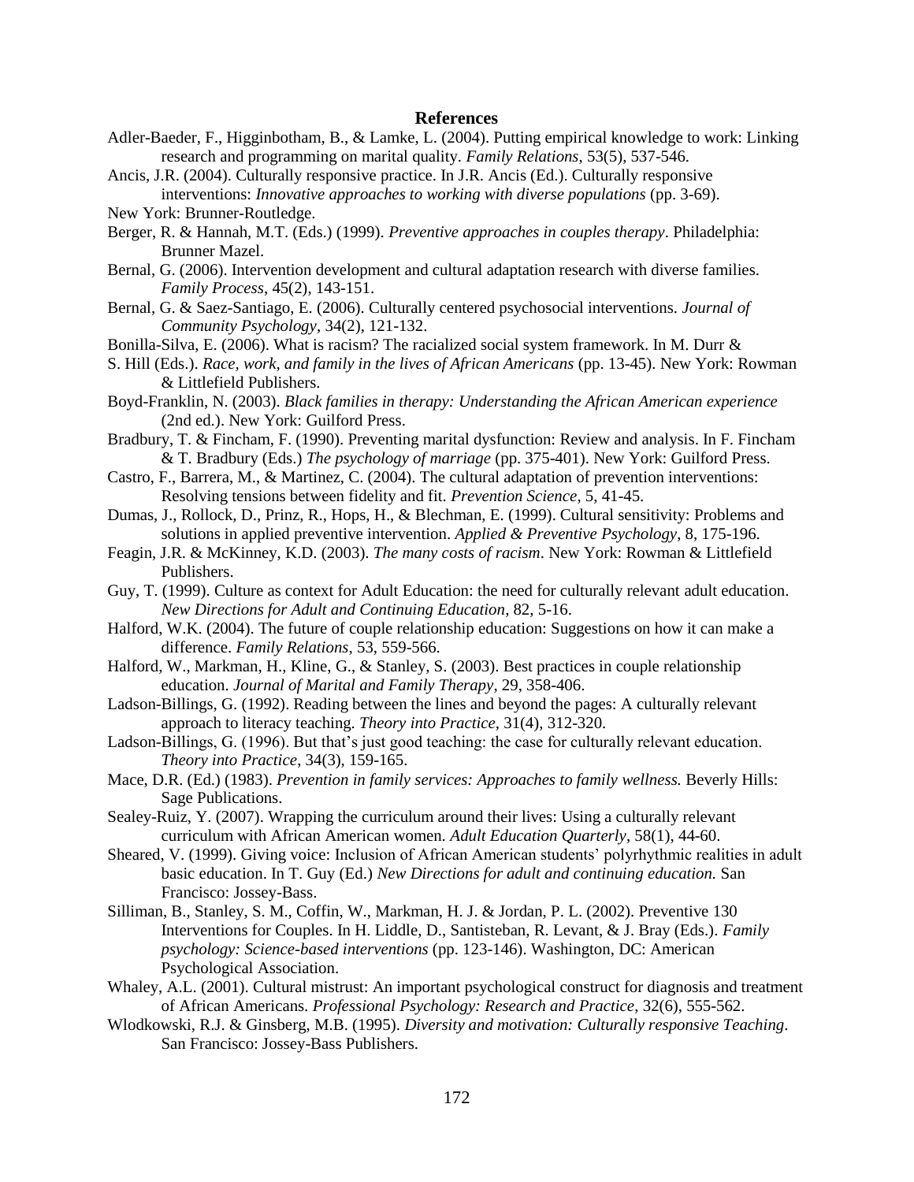## References

Adler-Baeder, F., Higginbotham, B., & Lamke, L. (2004). Putting empirical knowledge to work: Linking research and programming on marital quality. *Family Relations*, 53(5), 537-546.

Ancis, J.R. (2004). Culturally responsive practice. In J.R. Ancis (Ed.). Culturally responsive interventions: *Innovative approaches to working with diverse populations* (pp. 3-69). New York: Brunner-Routledge.

Berger, R. & Hannah, M.T. (Eds.) (1999). *Preventive approaches in couples therapy*. Philadelphia: Brunner Mazel.

Bernal, G. (2006). Intervention development and cultural adaptation research with diverse families. *Family Process*, 45(2), 143-151.

Bernal, G. & Saez-Santiago, E. (2006). Culturally centered psychosocial interventions. *Journal of Community Psychology*, 34(2), 121-132.

Bonilla-Silva, E. (2006). What is racism? The racialized social system framework. In M. Durr & S. Hill (Eds.). *Race, work, and family in the lives of African Americans* (pp. 13-45). New York: Rowman & Littlefield Publishers.

Boyd-Franklin, N. (2003). *Black families in therapy: Understanding the African American experience* (2nd ed.). New York: Guilford Press.

Bradbury, T. & Fincham, F. (1990). Preventing marital dysfunction: Review and analysis. In F. Fincham & T. Bradbury (Eds.) *The psychology of marriage* (pp. 375-401). New York: Guilford Press.

Castro, F., Barrera, M., & Martinez, C. (2004). The cultural adaptation of prevention interventions: Resolving tensions between fidelity and fit. *Prevention Science*, 5, 41-45.

Dumas, J., Rollock, D., Prinz, R., Hops, H., & Blechman, E. (1999). Cultural sensitivity: Problems and solutions in applied preventive intervention. *Applied & Preventive Psychology*, 8, 175-196.

Feagin, J.R. & McKinney, K.D. (2003). *The many costs of racism*. New York: Rowman & Littlefield Publishers.

Guy, T. (1999). Culture as context for Adult Education: the need for culturally relevant adult education. *New Directions for Adult and Continuing Education*, 82, 5-16.

Halford, W.K. (2004). The future of couple relationship education: Suggestions on how it can make a difference. *Family Relations*, 53, 559-566.

Halford, W., Markman, H., Kline, G., & Stanley, S. (2003). Best practices in couple relationship education. *Journal of Marital and Family Therapy*, 29, 358-406.

Ladson-Billings, G. (1992). Reading between the lines and beyond the pages: A culturally relevant approach to literacy teaching. *Theory into Practice*, 31(4), 312-320.

Ladson-Billings, G. (1996). But that's just good teaching: the case for culturally relevant education. *Theory into Practice*, 34(3), 159-165.

Mace, D.R. (Ed.) (1983). *Prevention in family services: Approaches to family wellness.* Beverly Hills: Sage Publications.

Sealey-Ruiz, Y. (2007). Wrapping the curriculum around their lives: Using a culturally relevant curriculum with African American women. *Adult Education Quarterly*, 58(1), 44-60.

Sheared, V. (1999). Giving voice: Inclusion of African American students' polyrhythmic realities in adult basic education. In T. Guy (Ed.) *New Directions for adult and continuing education.* San Francisco: Jossey-Bass.

Silliman, B., Stanley, S. M., Coffin, W., Markman, H. J. & Jordan, P. L. (2002). Preventive 130 Interventions for Couples. In H. Liddle, D., Santisteban, R. Levant, & J. Bray (Eds.). *Family psychology: Science-based interventions* (pp. 123-146). Washington, DC: American Psychological Association.

Whaley, A.L. (2001). Cultural mistrust: An important psychological construct for diagnosis and treatment of African Americans. *Professional Psychology: Research and Practice*, 32(6), 555-562.

Wlodkowski, R.J. & Ginsberg, M.B. (1995). *Diversity and motivation: Culturally responsive Teaching*. San Francisco: Jossey-Bass Publishers.